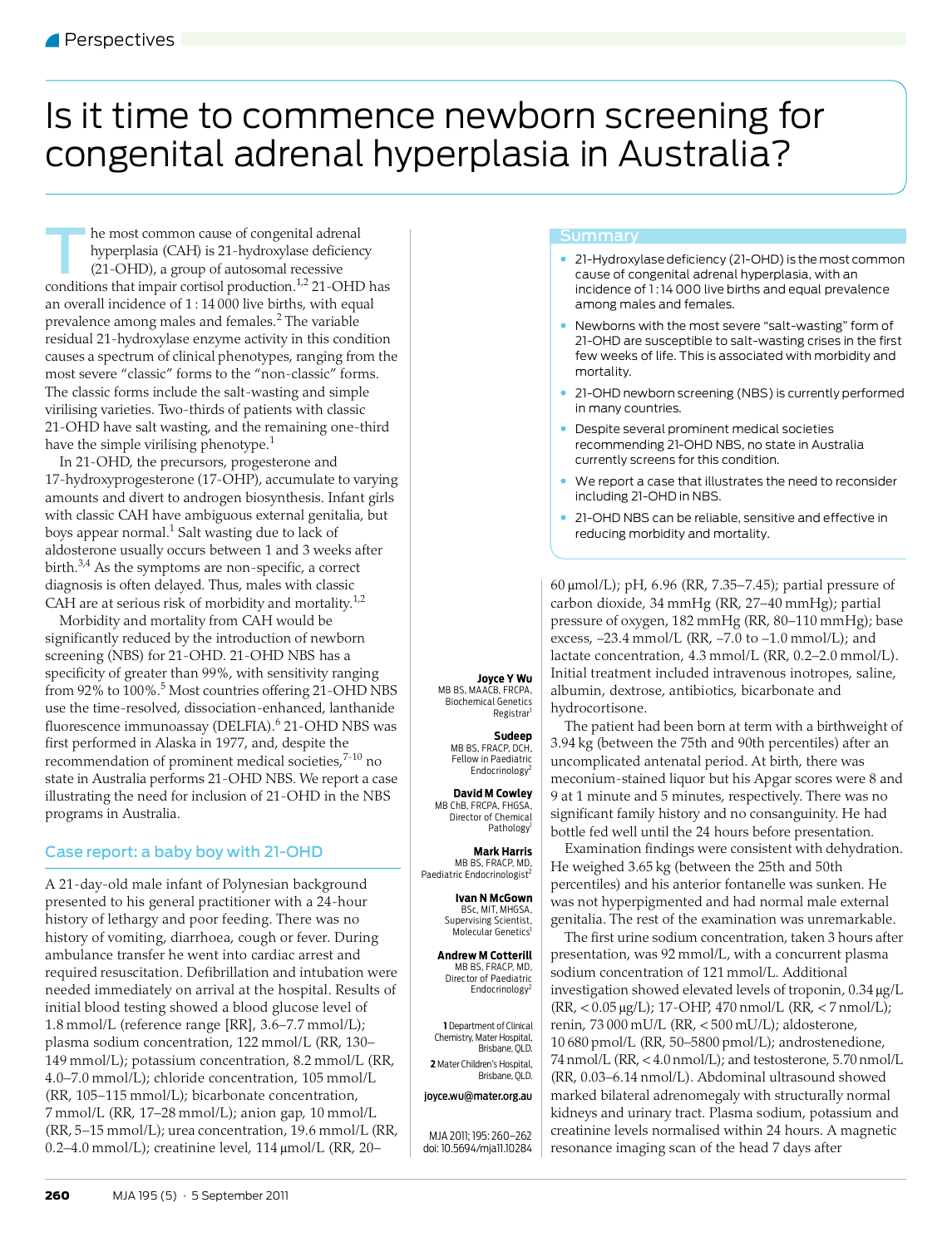# Is it time to commence newborn screening for congenital adrenal hyperplasia in Australia?

**Joyce Y Wu**
MB BS, MAACB, FRCPA, Biochemical Genetics Registrar[1]

**Sudeep**
MB BS, FRACP, DCH, Fellow in Paediatric Endocrinology[2]

**David M Cowley**
MB ChB, FRCPA, FHGSA, Director of Chemical Pathology[1]

**Mark Harris**
MB BS, FRACP, MD, Paediatric Endocrinologist[2]

**Ivan N McGown**
BSc, MIT, MHGSA, Supervising Scientist, Molecular Genetics[1]

**Andrew M Cotterill**
MB BS, FRACP, MD, Director of Paediatric Endocrinology[2]

1 Department of Clinical Chemistry, Mater Hospital, Brisbane, QLD.
2 Mater Children's Hospital, Brisbane, QLD.

joyce.wu@mater.org.au

MJA 2011; 195: 260–262
doi: 10.5694/mja11.10284

## Summary

- 21-Hydroxylase deficiency (21-OHD) is the most common cause of congenital adrenal hyperplasia, with an incidence of 1 : 14 000 live births and equal prevalence among males and females.
- Newborns with the most severe "salt-wasting" form of 21-OHD are susceptible to salt-wasting crises in the first few weeks of life. This is associated with morbidity and mortality.
- 21-OHD newborn screening (NBS) is currently performed in many countries.
- Despite several prominent medical societies recommending 21-OHD NBS, no state in Australia currently screens for this condition.
- We report a case that illustrates the need to reconsider including 21-OHD in NBS.
- 21-OHD NBS can be reliable, sensitive and effective in reducing morbidity and mortality.

The most common cause of congenital adrenal hyperplasia (CAH) is 21-hydroxylase deficiency (21-OHD), a group of autosomal recessive conditions that impair cortisol production.[1,2] 21-OHD has an overall incidence of 1 : 14 000 live births, with equal prevalence among males and females.[2] The variable residual 21-hydroxylase enzyme activity in this condition causes a spectrum of clinical phenotypes, ranging from the most severe "classic" forms to the "non-classic" forms. The classic forms include the salt-wasting and simple virilising varieties. Two-thirds of patients with classic 21-OHD have salt wasting, and the remaining one-third have the simple virilising phenotype.[1]

In 21-OHD, the precursors, progesterone and 17-hydroxyprogesterone (17-OHP), accumulate to varying amounts and divert to androgen biosynthesis. Infant girls with classic CAH have ambiguous external genitalia, but boys appear normal.[1] Salt wasting due to lack of aldosterone usually occurs between 1 and 3 weeks after birth.[3,4] As the symptoms are non-specific, a correct diagnosis is often delayed. Thus, males with classic CAH are at serious risk of morbidity and mortality.[1,2]

Morbidity and mortality from CAH would be significantly reduced by the introduction of newborn screening (NBS) for 21-OHD. 21-OHD NBS has a specificity of greater than 99%, with sensitivity ranging from 92% to 100%.[5] Most countries offering 21-OHD NBS use the time-resolved, dissociation-enhanced, lanthanide fluorescence immunoassay (DELFIA).[6] 21-OHD NBS was first performed in Alaska in 1977, and, despite the recommendation of prominent medical societies,[7-10] no state in Australia performs 21-OHD NBS. We report a case illustrating the need for inclusion of 21-OHD in the NBS programs in Australia.

## Case report: a baby boy with 21-OHD

A 21-day-old male infant of Polynesian background presented to his general practitioner with a 24-hour history of lethargy and poor feeding. There was no history of vomiting, diarrhoea, cough or fever. During ambulance transfer he went into cardiac arrest and required resuscitation. Defibrillation and intubation were needed immediately on arrival at the hospital. Results of initial blood testing showed a blood glucose level of 1.8 mmol/L (reference range [RR], 3.6–7.7 mmol/L); plasma sodium concentration, 122 mmol/L (RR, 130–149 mmol/L); potassium concentration, 8.2 mmol/L (RR, 4.0–7.0 mmol/L); chloride concentration, 105 mmol/L (RR, 105–115 mmol/L); bicarbonate concentration, 7 mmol/L (RR, 17–28 mmol/L); anion gap, 10 mmol/L (RR, 5–15 mmol/L); urea concentration, 19.6 mmol/L (RR, 0.2–4.0 mmol/L); creatinine level, 114 μmol/L (RR, 20–60 μmol/L); pH, 6.96 (RR, 7.35–7.45); partial pressure of carbon dioxide, 34 mmHg (RR, 27–40 mmHg); partial pressure of oxygen, 182 mmHg (RR, 80–110 mmHg); base excess, –23.4 mmol/L (RR, –7.0 to –1.0 mmol/L); and lactate concentration, 4.3 mmol/L (RR, 0.2–2.0 mmol/L). Initial treatment included intravenous inotropes, saline, albumin, dextrose, antibiotics, bicarbonate and hydrocortisone.

The patient had been born at term with a birthweight of 3.94 kg (between the 75th and 90th percentiles) after an uncomplicated antenatal period. At birth, there was meconium-stained liquor but his Apgar scores were 8 and 9 at 1 minute and 5 minutes, respectively. There was no significant family history and no consanguinity. He had bottle fed well until the 24 hours before presentation.

Examination findings were consistent with dehydration. He weighed 3.65 kg (between the 25th and 50th percentiles) and his anterior fontanelle was sunken. He was not hyperpigmented and had normal male external genitalia. The rest of the examination was unremarkable.

The first urine sodium concentration, taken 3 hours after presentation, was 92 mmol/L, with a concurrent plasma sodium concentration of 121 mmol/L. Additional investigation showed elevated levels of troponin, 0.34 μg/L (RR, < 0.05 μg/L); 17-OHP, 470 nmol/L (RR, < 7 nmol/L); renin, 73 000 mU/L (RR, < 500 mU/L); aldosterone, 10 680 pmol/L (RR, 50–5800 pmol/L); androstenedione, 74 nmol/L (RR, < 4.0 nmol/L); and testosterone, 5.70 nmol/L (RR, 0.03–6.14 nmol/L). Abdominal ultrasound showed marked bilateral adrenomegaly with structurally normal kidneys and urinary tract. Plasma sodium, potassium and creatinine levels normalised within 24 hours. A magnetic resonance imaging scan of the head 7 days after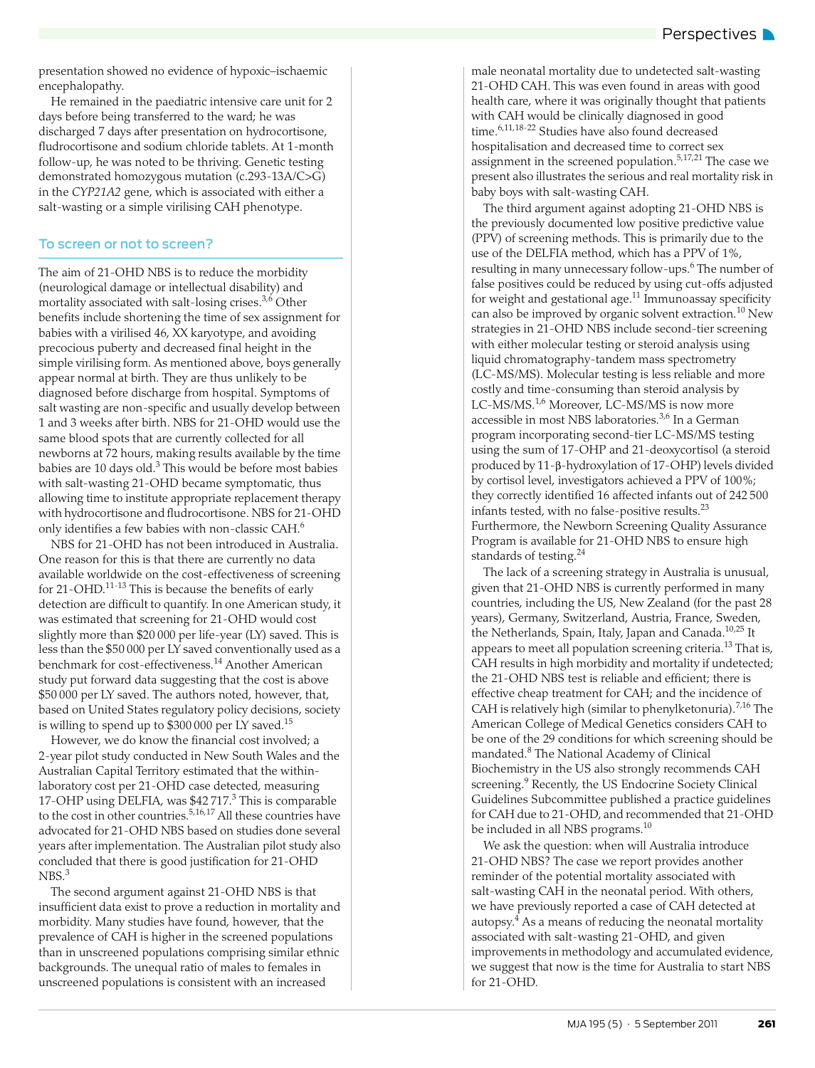presentation showed no evidence of hypoxic–ischaemic encephalopathy.

He remained in the paediatric intensive care unit for 2 days before being transferred to the ward; he was discharged 7 days after presentation on hydrocortisone, fludrocortisone and sodium chloride tablets. At 1-month follow-up, he was noted to be thriving. Genetic testing demonstrated homozygous mutation (c.293-13A/C>G) in the *CYP21A2* gene, which is associated with either a salt-wasting or a simple virilising CAH phenotype.

## To screen or not to screen?

The aim of 21-OHD NBS is to reduce the morbidity (neurological damage or intellectual disability) and mortality associated with salt-losing crises.[3,6] Other benefits include shortening the time of sex assignment for babies with a virilised 46, XX karyotype, and avoiding precocious puberty and decreased final height in the simple virilising form. As mentioned above, boys generally appear normal at birth. They are thus unlikely to be diagnosed before discharge from hospital. Symptoms of salt wasting are non-specific and usually develop between 1 and 3 weeks after birth. NBS for 21-OHD would use the same blood spots that are currently collected for all newborns at 72 hours, making results available by the time babies are 10 days old.[3] This would be before most babies with salt-wasting 21-OHD became symptomatic, thus allowing time to institute appropriate replacement therapy with hydrocortisone and fludrocortisone. NBS for 21-OHD only identifies a few babies with non-classic CAH.[6]

NBS for 21-OHD has not been introduced in Australia. One reason for this is that there are currently no data available worldwide on the cost-effectiveness of screening for 21-OHD.[11-13] This is because the benefits of early detection are difficult to quantify. In one American study, it was estimated that screening for 21-OHD would cost slightly more than $20 000 per life-year (LY) saved. This is less than the $50 000 per LY saved conventionally used as a benchmark for cost-effectiveness.[14] Another American study put forward data suggesting that the cost is above $50 000 per LY saved. The authors noted, however, that, based on United States regulatory policy decisions, society is willing to spend up to $300 000 per LY saved.[15]

However, we do know the financial cost involved; a 2-year pilot study conducted in New South Wales and the Australian Capital Territory estimated that the within-laboratory cost per 21-OHD case detected, measuring 17-OHP using DELFIA, was $42 717.[3] This is comparable to the cost in other countries.[5,16,17] All these countries have advocated for 21-OHD NBS based on studies done several years after implementation. The Australian pilot study also concluded that there is good justification for 21-OHD NBS.[3]

The second argument against 21-OHD NBS is that insufficient data exist to prove a reduction in mortality and morbidity. Many studies have found, however, that the prevalence of CAH is higher in the screened populations than in unscreened populations comprising similar ethnic backgrounds. The unequal ratio of males to females in unscreened populations is consistent with an increased male neonatal mortality due to undetected salt-wasting 21-OHD CAH. This was even found in areas with good health care, where it was originally thought that patients with CAH would be clinically diagnosed in good time.[6,11,18-22] Studies have also found decreased hospitalisation and decreased time to correct sex assignment in the screened population.[5,17,21] The case we present also illustrates the serious and real mortality risk in baby boys with salt-wasting CAH.

The third argument against adopting 21-OHD NBS is the previously documented low positive predictive value (PPV) of screening methods. This is primarily due to the use of the DELFIA method, which has a PPV of 1%, resulting in many unnecessary follow-ups.[6] The number of false positives could be reduced by using cut-offs adjusted for weight and gestational age.[11] Immunoassay specificity can also be improved by organic solvent extraction.[10] New strategies in 21-OHD NBS include second-tier screening with either molecular testing or steroid analysis using liquid chromatography-tandem mass spectrometry (LC-MS/MS). Molecular testing is less reliable and more costly and time-consuming than steroid analysis by LC-MS/MS.[1,6] Moreover, LC-MS/MS is now more accessible in most NBS laboratories.[3,6] In a German program incorporating second-tier LC-MS/MS testing using the sum of 17-OHP and 21-deoxycortisol (a steroid produced by 11-β-hydroxylation of 17-OHP) levels divided by cortisol level, investigators achieved a PPV of 100%; they correctly identified 16 affected infants out of 242 500 infants tested, with no false-positive results.[23] Furthermore, the Newborn Screening Quality Assurance Program is available for 21-OHD NBS to ensure high standards of testing.[24]

The lack of a screening strategy in Australia is unusual, given that 21-OHD NBS is currently performed in many countries, including the US, New Zealand (for the past 28 years), Germany, Switzerland, Austria, France, Sweden, the Netherlands, Spain, Italy, Japan and Canada.[10,25] It appears to meet all population screening criteria.[13] That is, CAH results in high morbidity and mortality if undetected; the 21-OHD NBS test is reliable and efficient; there is effective cheap treatment for CAH; and the incidence of CAH is relatively high (similar to phenylketonuria).[7,16] The American College of Medical Genetics considers CAH to be one of the 29 conditions for which screening should be mandated.[8] The National Academy of Clinical Biochemistry in the US also strongly recommends CAH screening.[9] Recently, the US Endocrine Society Clinical Guidelines Subcommittee published a practice guidelines for CAH due to 21-OHD, and recommended that 21-OHD be included in all NBS programs.[10]

We ask the question: when will Australia introduce 21-OHD NBS? The case we report provides another reminder of the potential mortality associated with salt-wasting CAH in the neonatal period. With others, we have previously reported a case of CAH detected at autopsy.[4] As a means of reducing the neonatal mortality associated with salt-wasting 21-OHD, and given improvements in methodology and accumulated evidence, we suggest that now is the time for Australia to start NBS for 21-OHD.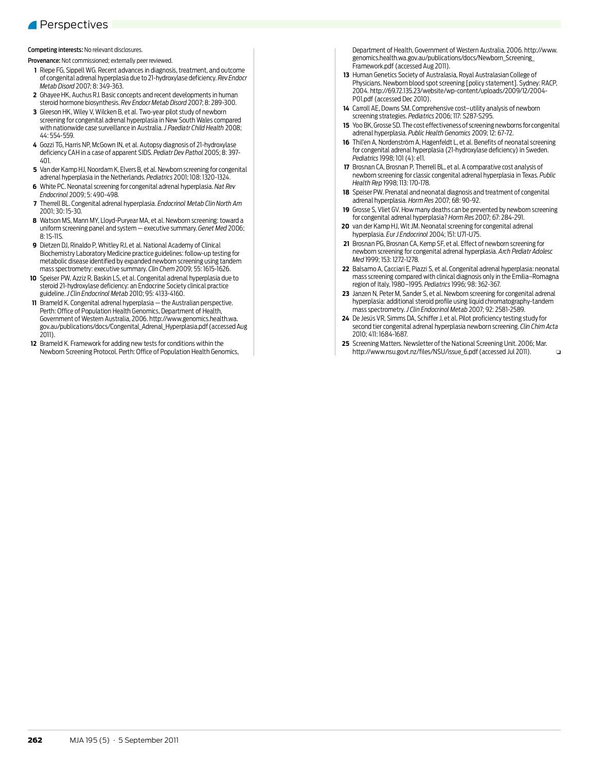**Competing interests:** No relevant disclosures.

**Provenance:** Not commissioned; externally peer reviewed.

1. Riepe FG, Sippell WG. Recent advances in diagnosis, treatment, and outcome of congenital adrenal hyperplasia due to 21-hydroxylase deficiency. *Rev Endocr Metab Disord* 2007; 8: 349-363.
2. Ghayee HK, Auchus RJ. Basic concepts and recent developments in human steroid hormone biosynthesis. *Rev Endocr Metab Disord* 2007; 8: 289-300.
3. Gleeson HK, Wiley V, Wilcken B, et al. Two-year pilot study of newborn screening for congenital adrenal hyperplasia in New South Wales compared with nationwide case surveillance in Australia. *J Paediatr Child Health* 2008; 44: 554-559.
4. Gozzi TG, Harris NP, McGown IN, et al. Autopsy diagnosis of 21-hydroxylase deficiency CAH in a case of apparent SIDS. *Pediatr Dev Pathol* 2005; 8: 397-401.
5. Van der Kamp HJ, Noordam K, Elvers B, et al. Newborn screening for congenital adrenal hyperplasia in the Netherlands. *Pediatrics* 2001; 108: 1320-1324.
6. White PC. Neonatal screening for congenital adrenal hyperplasia. *Nat Rev Endocrinol* 2009; 5: 490-498.
7. Therrell BL. Congenital adrenal hyperplasia. *Endocrinol Metab Clin North Am* 2001; 30: 15-30.
8. Watson MS, Mann MY, Lloyd-Puryear MA, et al. Newborn screening: toward a uniform screening panel and system — executive summary. *Genet Med* 2006; 8: 1S-11S.
9. Dietzen DJ, Rinaldo P, Whitley RJ, et al. National Academy of Clinical Biochemistry Laboratory Medicine practice guidelines: follow-up testing for metabolic disease identified by expanded newborn screening using tandem mass spectrometry: executive summary. *Clin Chem* 2009; 55: 1615-1626.
10. Speiser PW, Azziz R, Baskin LS, et al. Congenital adrenal hyperplasia due to steroid 21-hydroxylase deficiency: an Endocrine Society clinical practice guideline. *J Clin Endocrinol Metab* 2010; 95: 4133-4160.
11. Brameld K. Congenital adrenal hyperplasia — the Australian perspective. Perth: Office of Population Health Genomics, Department of Health, Government of Western Australia, 2006. http://www.genomics.health.wa.gov.au/publications/docs/Congenital_Adrenal_Hyperplasia.pdf (accessed Aug 2011).
12. Brameld K. Framework for adding new tests for conditions within the Newborn Screening Protocol. Perth: Office of Population Health Genomics, Department of Health, Government of Western Australia, 2006. http://www.genomics.health.wa.gov.au/publications/docs/Newborn_Screening_Framework.pdf (accessed Aug 2011).
13. Human Genetics Society of Australasia, Royal Australasian College of Physicians. Newborn blood spot screening [policy statement]. Sydney: RACP, 2004. http://69.72.135.23/website/wp-content/uploads/2009/12/2004-P01.pdf (accessed Dec 2010).
14. Carroll AE, Downs SM. Comprehensive cost–utility analysis of newborn screening strategies. *Pediatrics* 2006; 117: S287-S295.
15. Yoo BK, Grosse SD. The cost effectiveness of screening newborns for congenital adrenal hyperplasia. *Public Health Genomics* 2009; 12: 67-72.
16. Thil'en A, Nordenström A, Hagenfeldt L, et al. Benefits of neonatal screening for congenital adrenal hyperplasia (21-hydroxylase deficiency) in Sweden. *Pediatrics* 1998; 101 (4): e11.
17. Brosnan CA, Brosnan P, Therrell BL, et al. A comparative cost analysis of newborn screening for classic congenital adrenal hyperplasia in Texas. *Public Health Rep* 1998; 113: 170-178.
18. Speiser PW. Prenatal and neonatal diagnosis and treatment of congenital adrenal hyperplasia. *Horm Res* 2007; 68: 90-92.
19. Grosse S, Vliet GV. How many deaths can be prevented by newborn screening for congenital adrenal hyperplasia? *Horm Res* 2007; 67: 284-291.
20. van der Kamp HJ, Wit JM. Neonatal screening for congenital adrenal hyperplasia. *Eur J Endocrinol* 2004; 151: U71-U75.
21. Brosnan PG, Brosnan CA, Kemp SF, et al. Effect of newborn screening for newborn screening for congenital adrenal hyperplasia. *Arch Pediatr Adolesc Med* 1999; 153: 1272-1278.
22. Balsamo A, Cacciari E, Piazzi S, et al. Congenital adrenal hyperplasia: neonatal mass screening compared with clinical diagnosis only in the Emilia–Romagna region of Italy, 1980–1995. *Pediatrics* 1996; 98: 362-367.
23. Janzen N, Peter M, Sander S, et al. Newborn screening for congenital adrenal hyperplasia: additional steroid profile using liquid chromatography-tandem mass spectrometry. *J Clin Endocrinol Metab* 2007; 92: 2581-2589.
24. De Jesús VR, Simms DA, Schiffer J, et al. Pilot proficiency testing study for second tier congenital adrenal hyperplasia newborn screening. *Clin Chim Acta* 2010; 411: 1684-1687.
25. Screening Matters. Newsletter of the National Screening Unit. 2006; Mar. http://www.nsu.govt.nz/files/NSU/issue_6.pdf (accessed Jul 2011). ❑